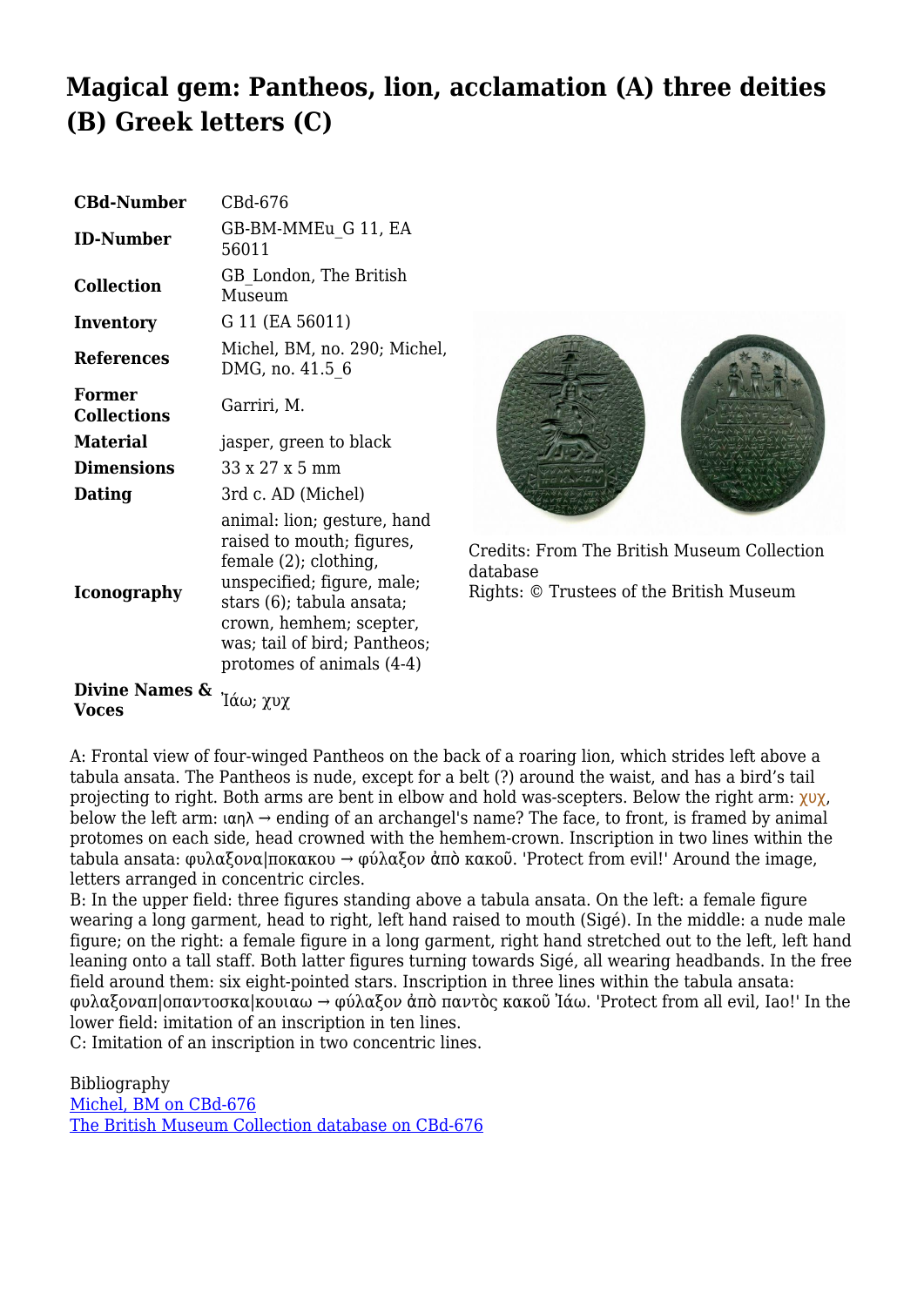# Magical gem: Pantheos, lion, acclamation (A) three deities (B) Greek letters (C)

| | |
|---|---|
| **CBd-Number** | CBd-676 |
| **ID-Number** | GB-BM-MMEu_G 11, EA 56011 |
| **Collection** | GB_London, The British Museum |
| **Inventory** | G 11 (EA 56011) |
| **References** | Michel, BM, no. 290; Michel, DMG, no. 41.5_6 |
| **Former Collections** | Garriri, M. |
| **Material** | jasper, green to black |
| **Dimensions** | 33 x 27 x 5 mm |
| **Dating** | 3rd c. AD (Michel) |
| **Iconography** | animal: lion; gesture, hand raised to mouth; figures, female (2); clothing, unspecified; figure, male; stars (6); tabula ansata; crown, hemhem; scepter, was; tail of bird; Pantheos; protomes of animals (4-4) |
| **Divine Names & Voces** | Ἰάω; χυχ |

Credits: From The British Museum Collection database
Rights: © Trustees of the British Museum

A: Frontal view of four-winged Pantheos on the back of a roaring lion, which strides left above a tabula ansata. The Pantheos is nude, except for a belt (?) around the waist, and has a bird's tail projecting to right. Both arms are bent in elbow and hold was-scepters. Below the right arm: χυχ, below the left arm: ιαηλ → ending of an archangel's name? The face, to front, is framed by animal protomes on each side, head crowned with the hemhem-crown. Inscription in two lines within the tabula ansata: φυλαξονα|ποκακου → φύλαξον ἀπὸ κακοῦ. 'Protect from evil!' Around the image, letters arranged in concentric circles.
B: In the upper field: three figures standing above a tabula ansata. On the left: a female figure wearing a long garment, head to right, left hand raised to mouth (Sigé). In the middle: a nude male figure; on the right: a female figure in a long garment, right hand stretched out to the left, left hand leaning onto a tall staff. Both latter figures turning towards Sigé, all wearing headbands. In the free field around them: six eight-pointed stars. Inscription in three lines within the tabula ansata: φυλαξοναπ|οπαντοσκα|κουιαω → φύλαξον ἀπὸ παντὸς κακοῦ Ἰάω. 'Protect from all evil, Iao!' In the lower field: imitation of an inscription in ten lines.
C: Imitation of an inscription in two concentric lines.

Bibliography
Michel, BM on CBd-676
The British Museum Collection database on CBd-676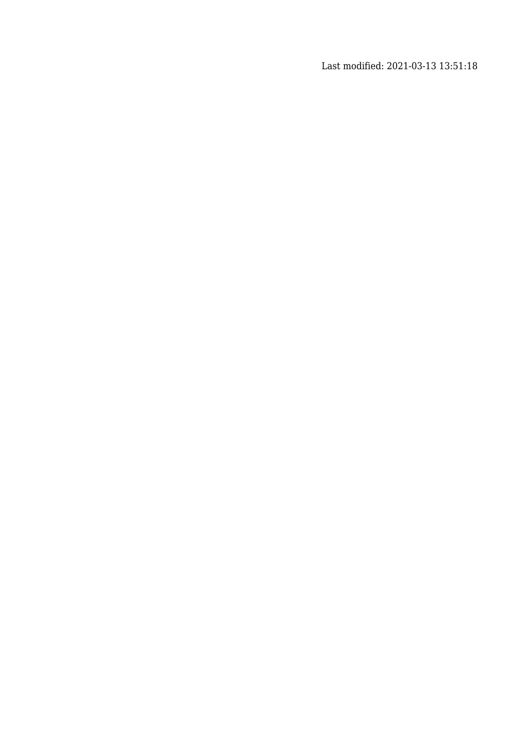Last modified: 2021-03-13 13:51:18